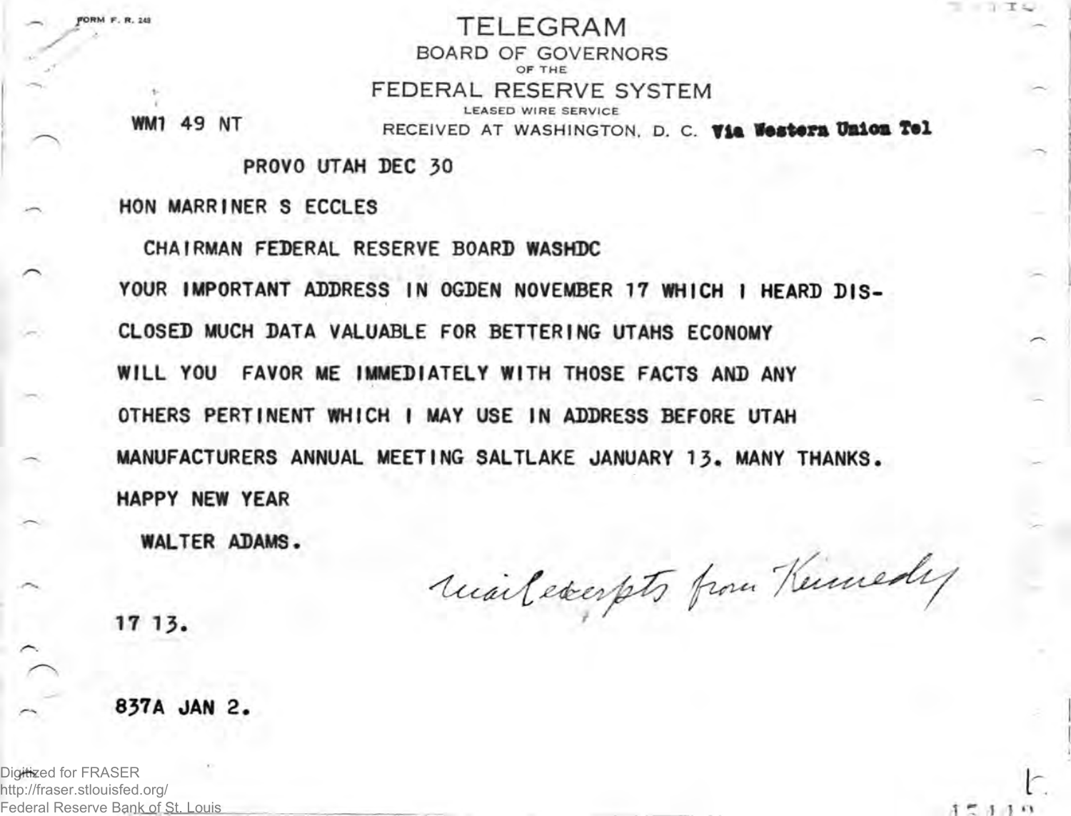FORM F. R. 248

# TELEGRAM

BOARD OF GOVERNORS
OF THE
FEDERAL RESERVE SYSTEM
LEASED WIRE SERVICE

WM1 49 NT

RECEIVED AT WASHINGTON, D. C. **Via Western Union Tel**

PROVO UTAH DEC 30

HON MARRINER S ECCLES

CHAIRMAN FEDERAL RESERVE BOARD WASHDC

YOUR IMPORTANT ADDRESS IN OGDEN NOVEMBER 17 WHICH I HEARD DISCLOSED MUCH DATA VALUABLE FOR BETTERING UTAHS ECONOMY WILL YOU FAVOR ME IMMEDIATELY WITH THOSE FACTS AND ANY OTHERS PERTINENT WHICH I MAY USE IN ADDRESS BEFORE UTAH MANUFACTURERS ANNUAL MEETING SALTLAKE JANUARY 13. MANY THANKS. HAPPY NEW YEAR

WALTER ADAMS.

*mail excerpts from Kennedy*

17 13.

837A JAN 2.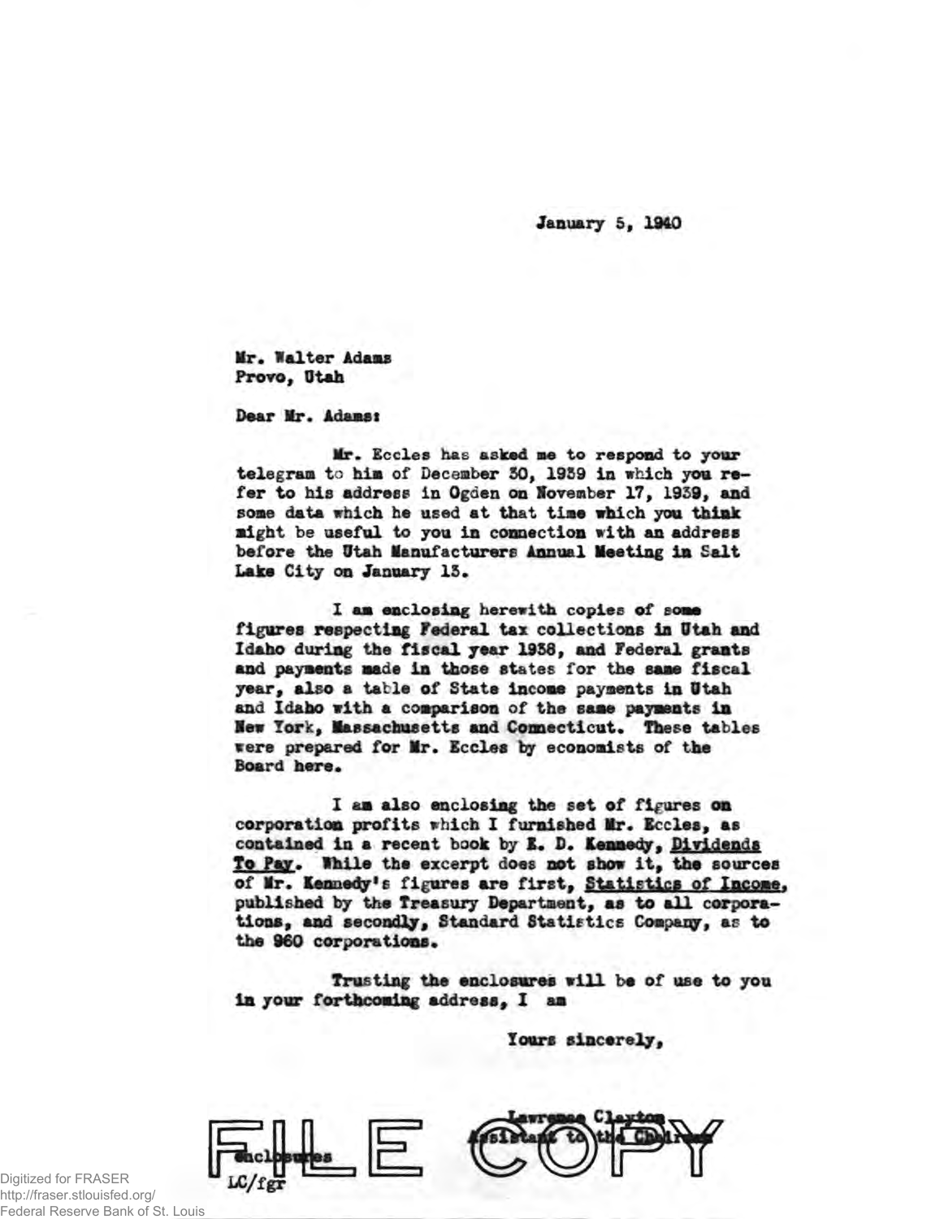January 5, 1940

Mr. Walter Adams
Provo, Utah

Dear Mr. Adams:

Mr. Eccles has asked me to respond to your telegram to him of December 30, 1939 in which you refer to his address in Ogden on November 17, 1939, and some data which he used at that time which you think might be useful to you in connection with an address before the Utah Manufacturers Annual Meeting in Salt Lake City on January 13.

I am enclosing herewith copies of some figures respecting Federal tax collections in Utah and Idaho during the fiscal year 1938, and Federal grants and payments made in those states for the same fiscal year, also a table of State income payments in Utah and Idaho with a comparison of the same payments in New York, Massachusetts and Connecticut. These tables were prepared for Mr. Eccles by economists of the Board here.

I am also enclosing the set of figures on corporation profits which I furnished Mr. Eccles, as contained in a recent book by E. D. Kennedy, Dividends To Pay. While the excerpt does not show it, the sources of Mr. Kennedy's figures are first, Statistics of Income, published by the Treasury Department, as to all corporations, and secondly, Standard Statistics Company, as to the 960 corporations.

Trusting the enclosures will be of use to you in your forthcoming address, I am

Yours sincerely,

Lawrence Clayton
Assistant to the Chairman

Enclosures
LC/fgr

FILE COPY